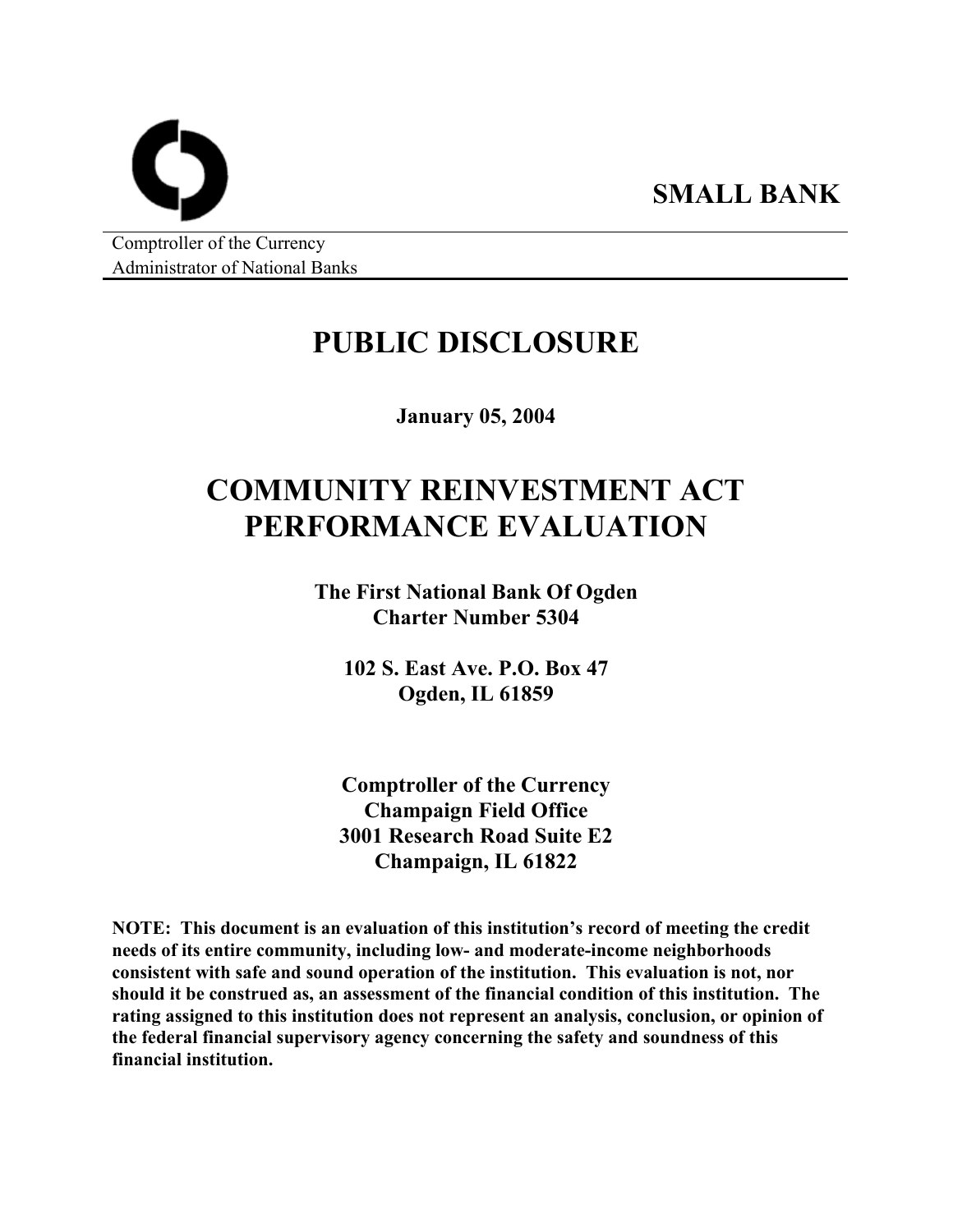**SMALL BANK**

Comptroller of the Currency
Administrator of National Banks

# PUBLIC DISCLOSURE

**January 05, 2004**

# COMMUNITY REINVESTMENT ACT PERFORMANCE EVALUATION

**The First National Bank Of Ogden**
**Charter Number 5304**

**102 S. East Ave. P.O. Box 47**
**Ogden, IL 61859**

**Comptroller of the Currency**
**Champaign Field Office**
**3001 Research Road Suite E2**
**Champaign, IL 61822**

**NOTE: This document is an evaluation of this institution's record of meeting the credit needs of its entire community, including low- and moderate-income neighborhoods consistent with safe and sound operation of the institution. This evaluation is not, nor should it be construed as, an assessment of the financial condition of this institution. The rating assigned to this institution does not represent an analysis, conclusion, or opinion of the federal financial supervisory agency concerning the safety and soundness of this financial institution.**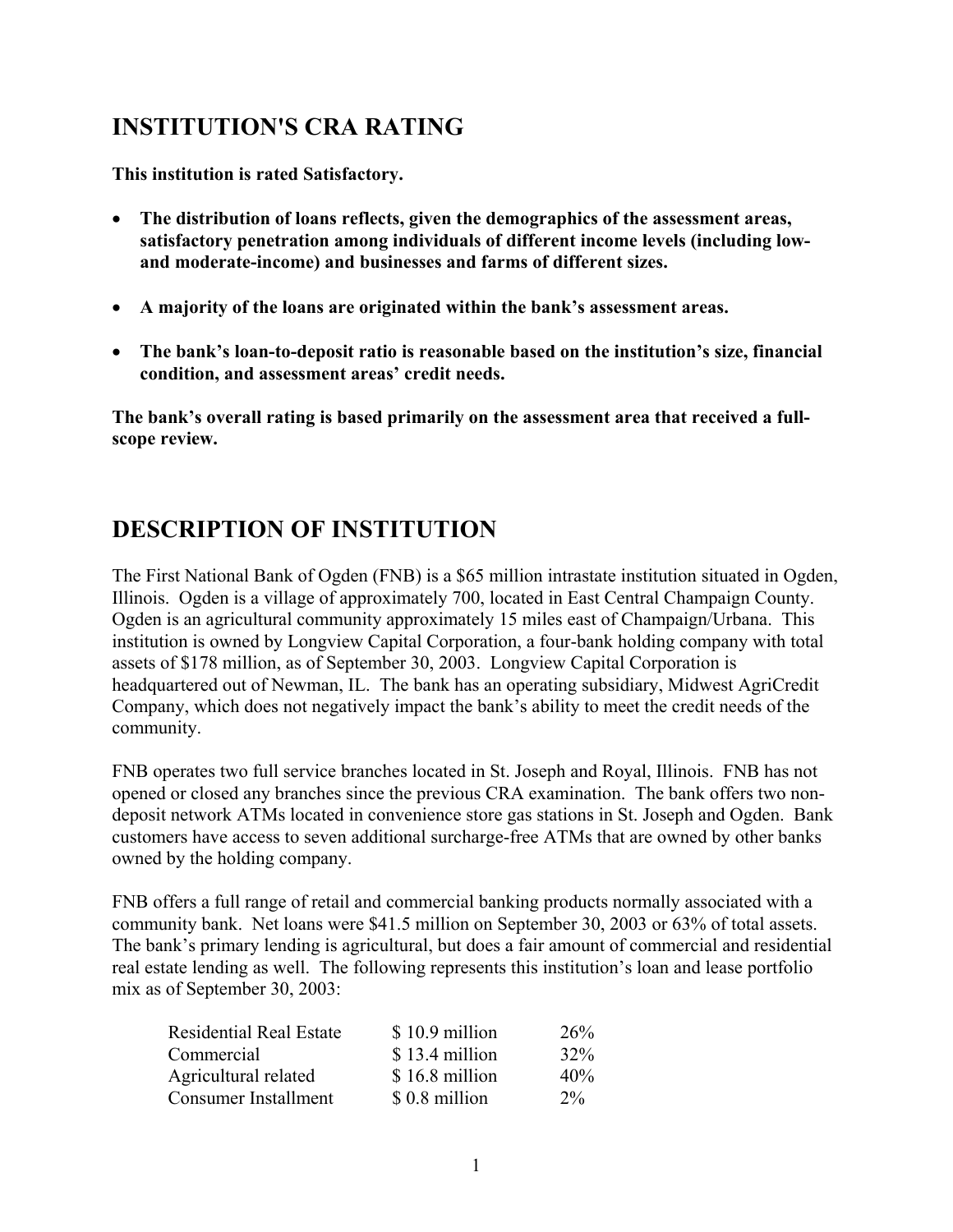## INSTITUTION'S CRA RATING

**This institution is rated Satisfactory.**

- **The distribution of loans reflects, given the demographics of the assessment areas, satisfactory penetration among individuals of different income levels (including low- and moderate-income) and businesses and farms of different sizes.**

- **A majority of the loans are originated within the bank's assessment areas.**

- **The bank's loan-to-deposit ratio is reasonable based on the institution's size, financial condition, and assessment areas' credit needs.**

**The bank's overall rating is based primarily on the assessment area that received a full-scope review.**

## DESCRIPTION OF INSTITUTION

The First National Bank of Ogden (FNB) is a $65 million intrastate institution situated in Ogden, Illinois. Ogden is a village of approximately 700, located in East Central Champaign County. Ogden is an agricultural community approximately 15 miles east of Champaign/Urbana. This institution is owned by Longview Capital Corporation, a four-bank holding company with total assets of $178 million, as of September 30, 2003. Longview Capital Corporation is headquartered out of Newman, IL. The bank has an operating subsidiary, Midwest AgriCredit Company, which does not negatively impact the bank's ability to meet the credit needs of the community.

FNB operates two full service branches located in St. Joseph and Royal, Illinois. FNB has not opened or closed any branches since the previous CRA examination. The bank offers two non-deposit network ATMs located in convenience store gas stations in St. Joseph and Ogden. Bank customers have access to seven additional surcharge-free ATMs that are owned by other banks owned by the holding company.

FNB offers a full range of retail and commercial banking products normally associated with a community bank. Net loans were $41.5 million on September 30, 2003 or 63% of total assets. The bank's primary lending is agricultural, but does a fair amount of commercial and residential real estate lending as well. The following represents this institution's loan and lease portfolio mix as of September 30, 2003:

| | | |
|---|---|---|
| Residential Real Estate | $ 10.9 million | 26% |
| Commercial | $ 13.4 million | 32% |
| Agricultural related | $ 16.8 million | 40% |
| Consumer Installment | $ 0.8 million | 2% |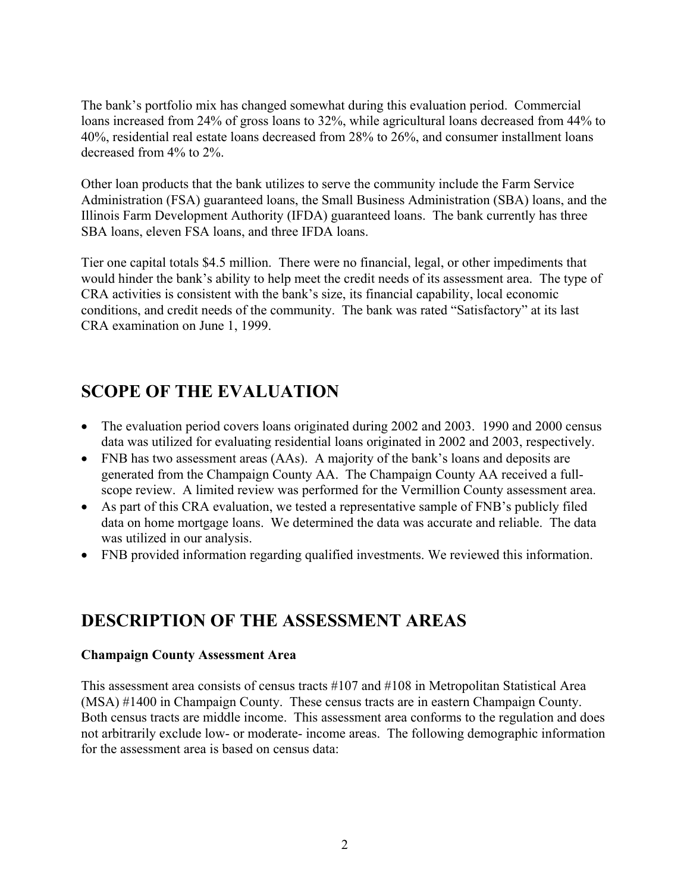The bank's portfolio mix has changed somewhat during this evaluation period. Commercial loans increased from 24% of gross loans to 32%, while agricultural loans decreased from 44% to 40%, residential real estate loans decreased from 28% to 26%, and consumer installment loans decreased from 4% to 2%.

Other loan products that the bank utilizes to serve the community include the Farm Service Administration (FSA) guaranteed loans, the Small Business Administration (SBA) loans, and the Illinois Farm Development Authority (IFDA) guaranteed loans. The bank currently has three SBA loans, eleven FSA loans, and three IFDA loans.

Tier one capital totals $4.5 million. There were no financial, legal, or other impediments that would hinder the bank's ability to help meet the credit needs of its assessment area. The type of CRA activities is consistent with the bank's size, its financial capability, local economic conditions, and credit needs of the community. The bank was rated "Satisfactory" at its last CRA examination on June 1, 1999.

## SCOPE OF THE EVALUATION

- The evaluation period covers loans originated during 2002 and 2003. 1990 and 2000 census data was utilized for evaluating residential loans originated in 2002 and 2003, respectively.
- FNB has two assessment areas (AAs). A majority of the bank's loans and deposits are generated from the Champaign County AA. The Champaign County AA received a full-scope review. A limited review was performed for the Vermillion County assessment area.
- As part of this CRA evaluation, we tested a representative sample of FNB's publicly filed data on home mortgage loans. We determined the data was accurate and reliable. The data was utilized in our analysis.
- FNB provided information regarding qualified investments. We reviewed this information.

## DESCRIPTION OF THE ASSESSMENT AREAS

**Champaign County Assessment Area**

This assessment area consists of census tracts #107 and #108 in Metropolitan Statistical Area (MSA) #1400 in Champaign County. These census tracts are in eastern Champaign County. Both census tracts are middle income. This assessment area conforms to the regulation and does not arbitrarily exclude low- or moderate- income areas. The following demographic information for the assessment area is based on census data: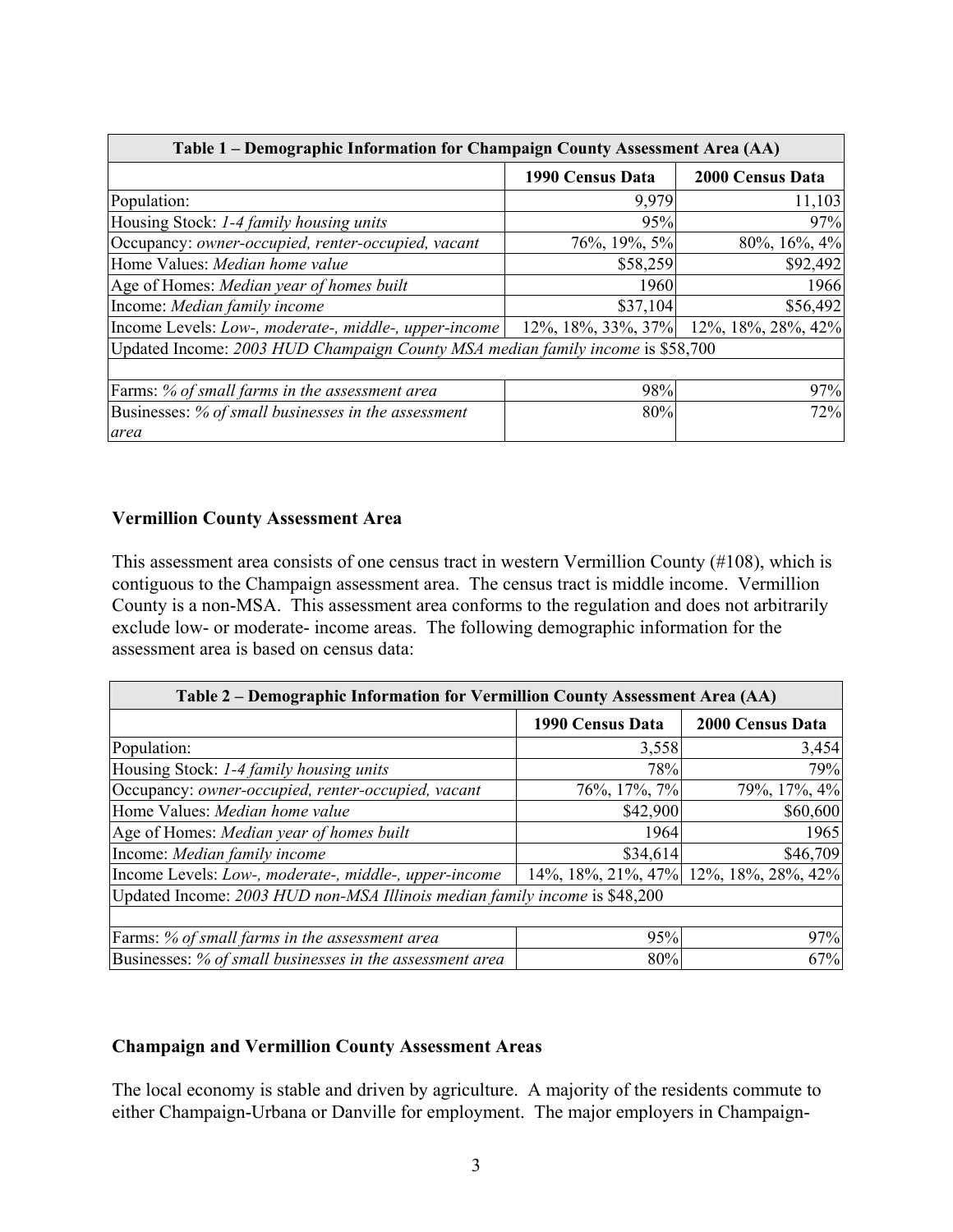| Table 1 – Demographic Information for Champaign County Assessment Area (AA) | | |
|---|---|---|
| | **1990 Census Data** | **2000 Census Data** |
| Population: | 9,979 | 11,103 |
| Housing Stock: *1-4 family housing units* | 95% | 97% |
| Occupancy: *owner-occupied, renter-occupied, vacant* | 76%, 19%, 5% | 80%, 16%, 4% |
| Home Values: *Median home value* | \$58,259 | \$92,492 |
| Age of Homes: *Median year of homes built* | 1960 | 1966 |
| Income: *Median family income* | \$37,104 | \$56,492 |
| Income Levels: *Low-, moderate-, middle-, upper-income* | 12%, 18%, 33%, 37% | 12%, 18%, 28%, 42% |
| Updated Income: *2003 HUD Champaign County MSA median family income* is \$58,700 | | |
| | | |
| Farms: *% of small farms in the assessment area* | 98% | 97% |
| Businesses: *% of small businesses in the assessment area* | 80% | 72% |

### Vermillion County Assessment Area

This assessment area consists of one census tract in western Vermillion County (#108), which is contiguous to the Champaign assessment area. The census tract is middle income. Vermillion County is a non-MSA. This assessment area conforms to the regulation and does not arbitrarily exclude low- or moderate- income areas. The following demographic information for the assessment area is based on census data:

| Table 2 – Demographic Information for Vermillion County Assessment Area (AA) | | |
|---|---|---|
| | **1990 Census Data** | **2000 Census Data** |
| Population: | 3,558 | 3,454 |
| Housing Stock: *1-4 family housing units* | 78% | 79% |
| Occupancy: *owner-occupied, renter-occupied, vacant* | 76%, 17%, 7% | 79%, 17%, 4% |
| Home Values: *Median home value* | \$42,900 | \$60,600 |
| Age of Homes: *Median year of homes built* | 1964 | 1965 |
| Income: *Median family income* | \$34,614 | \$46,709 |
| Income Levels: *Low-, moderate-, middle-, upper-income* | 14%, 18%, 21%, 47% | 12%, 18%, 28%, 42% |
| Updated Income: *2003 HUD non-MSA Illinois median family income* is \$48,200 | | |
| | | |
| Farms: *% of small farms in the assessment area* | 95% | 97% |
| Businesses: *% of small businesses in the assessment area* | 80% | 67% |

### Champaign and Vermillion County Assessment Areas

The local economy is stable and driven by agriculture. A majority of the residents commute to either Champaign-Urbana or Danville for employment. The major employers in Champaign-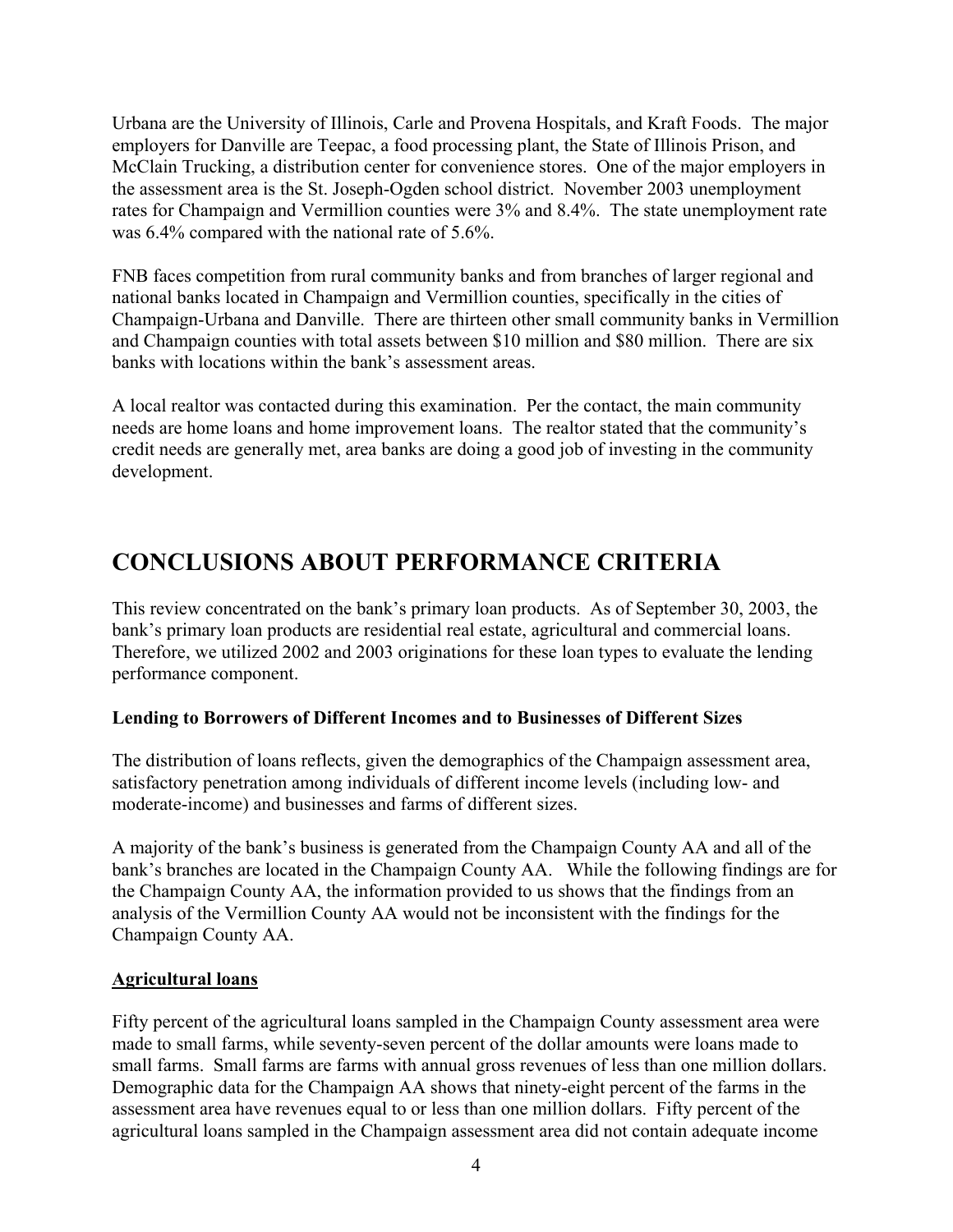Urbana are the University of Illinois, Carle and Provena Hospitals, and Kraft Foods. The major employers for Danville are Teepac, a food processing plant, the State of Illinois Prison, and McClain Trucking, a distribution center for convenience stores. One of the major employers in the assessment area is the St. Joseph-Ogden school district. November 2003 unemployment rates for Champaign and Vermillion counties were 3% and 8.4%. The state unemployment rate was 6.4% compared with the national rate of 5.6%.

FNB faces competition from rural community banks and from branches of larger regional and national banks located in Champaign and Vermillion counties, specifically in the cities of Champaign-Urbana and Danville. There are thirteen other small community banks in Vermillion and Champaign counties with total assets between \$10 million and \$80 million. There are six banks with locations within the bank's assessment areas.

A local realtor was contacted during this examination. Per the contact, the main community needs are home loans and home improvement loans. The realtor stated that the community's credit needs are generally met, area banks are doing a good job of investing in the community development.

# CONCLUSIONS ABOUT PERFORMANCE CRITERIA

This review concentrated on the bank's primary loan products. As of September 30, 2003, the bank's primary loan products are residential real estate, agricultural and commercial loans. Therefore, we utilized 2002 and 2003 originations for these loan types to evaluate the lending performance component.

**Lending to Borrowers of Different Incomes and to Businesses of Different Sizes**

The distribution of loans reflects, given the demographics of the Champaign assessment area, satisfactory penetration among individuals of different income levels (including low- and moderate-income) and businesses and farms of different sizes.

A majority of the bank's business is generated from the Champaign County AA and all of the bank's branches are located in the Champaign County AA. While the following findings are for the Champaign County AA, the information provided to us shows that the findings from an analysis of the Vermillion County AA would not be inconsistent with the findings for the Champaign County AA.

**Agricultural loans**

Fifty percent of the agricultural loans sampled in the Champaign County assessment area were made to small farms, while seventy-seven percent of the dollar amounts were loans made to small farms. Small farms are farms with annual gross revenues of less than one million dollars. Demographic data for the Champaign AA shows that ninety-eight percent of the farms in the assessment area have revenues equal to or less than one million dollars. Fifty percent of the agricultural loans sampled in the Champaign assessment area did not contain adequate income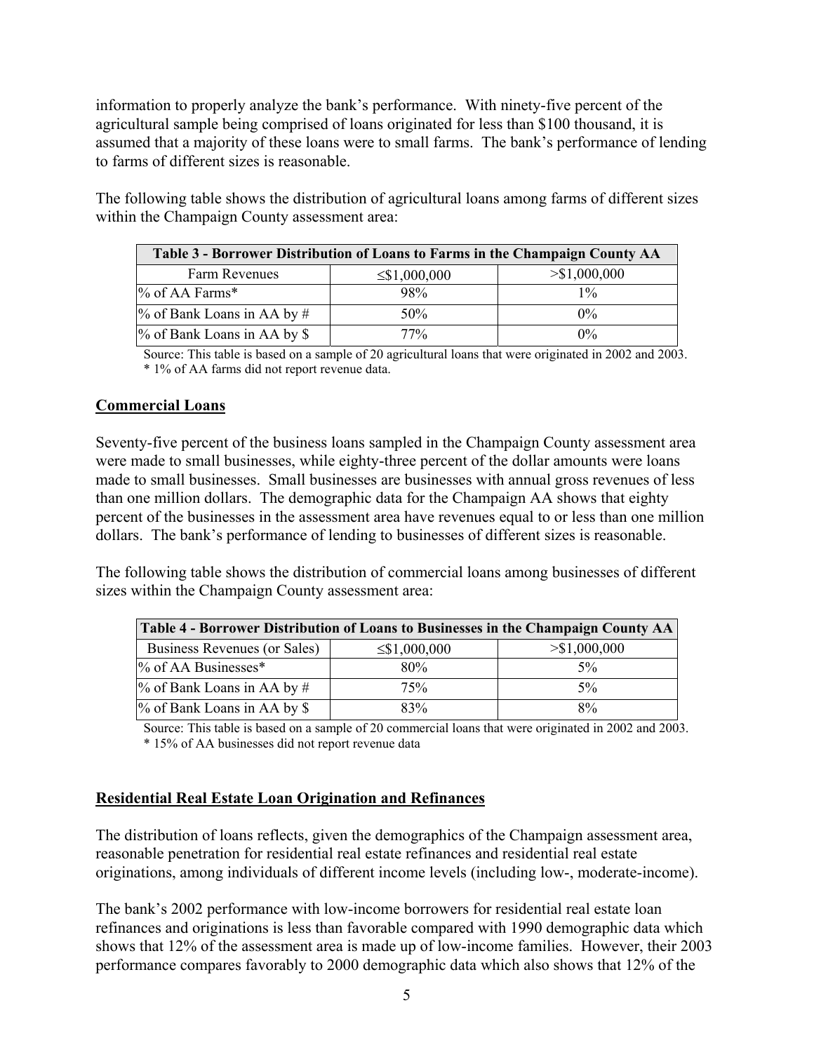information to properly analyze the bank's performance. With ninety-five percent of the agricultural sample being comprised of loans originated for less than $100 thousand, it is assumed that a majority of these loans were to small farms. The bank's performance of lending to farms of different sizes is reasonable.

The following table shows the distribution of agricultural loans among farms of different sizes within the Champaign County assessment area:

| Table 3 - Borrower Distribution of Loans to Farms in the Champaign County AA | | |
|---|---|---|
| Farm Revenues | ≤$1,000,000 | >$1,000,000 |
| % of AA Farms* | 98% | 1% |
| % of Bank Loans in AA by # | 50% | 0% |
| % of Bank Loans in AA by $ | 77% | 0% |

Source: This table is based on a sample of 20 agricultural loans that were originated in 2002 and 2003.
* 1% of AA farms did not report revenue data.

## Commercial Loans

Seventy-five percent of the business loans sampled in the Champaign County assessment area were made to small businesses, while eighty-three percent of the dollar amounts were loans made to small businesses. Small businesses are businesses with annual gross revenues of less than one million dollars. The demographic data for the Champaign AA shows that eighty percent of the businesses in the assessment area have revenues equal to or less than one million dollars. The bank's performance of lending to businesses of different sizes is reasonable.

The following table shows the distribution of commercial loans among businesses of different sizes within the Champaign County assessment area:

| Table 4 - Borrower Distribution of Loans to Businesses in the Champaign County AA | | |
|---|---|---|
| Business Revenues (or Sales) | ≤$1,000,000 | >$1,000,000 |
| % of AA Businesses* | 80% | 5% |
| % of Bank Loans in AA by # | 75% | 5% |
| % of Bank Loans in AA by $ | 83% | 8% |

Source: This table is based on a sample of 20 commercial loans that were originated in 2002 and 2003.
* 15% of AA businesses did not report revenue data

## Residential Real Estate Loan Origination and Refinances

The distribution of loans reflects, given the demographics of the Champaign assessment area, reasonable penetration for residential real estate refinances and residential real estate originations, among individuals of different income levels (including low-, moderate-income).

The bank's 2002 performance with low-income borrowers for residential real estate loan refinances and originations is less than favorable compared with 1990 demographic data which shows that 12% of the assessment area is made up of low-income families. However, their 2003 performance compares favorably to 2000 demographic data which also shows that 12% of the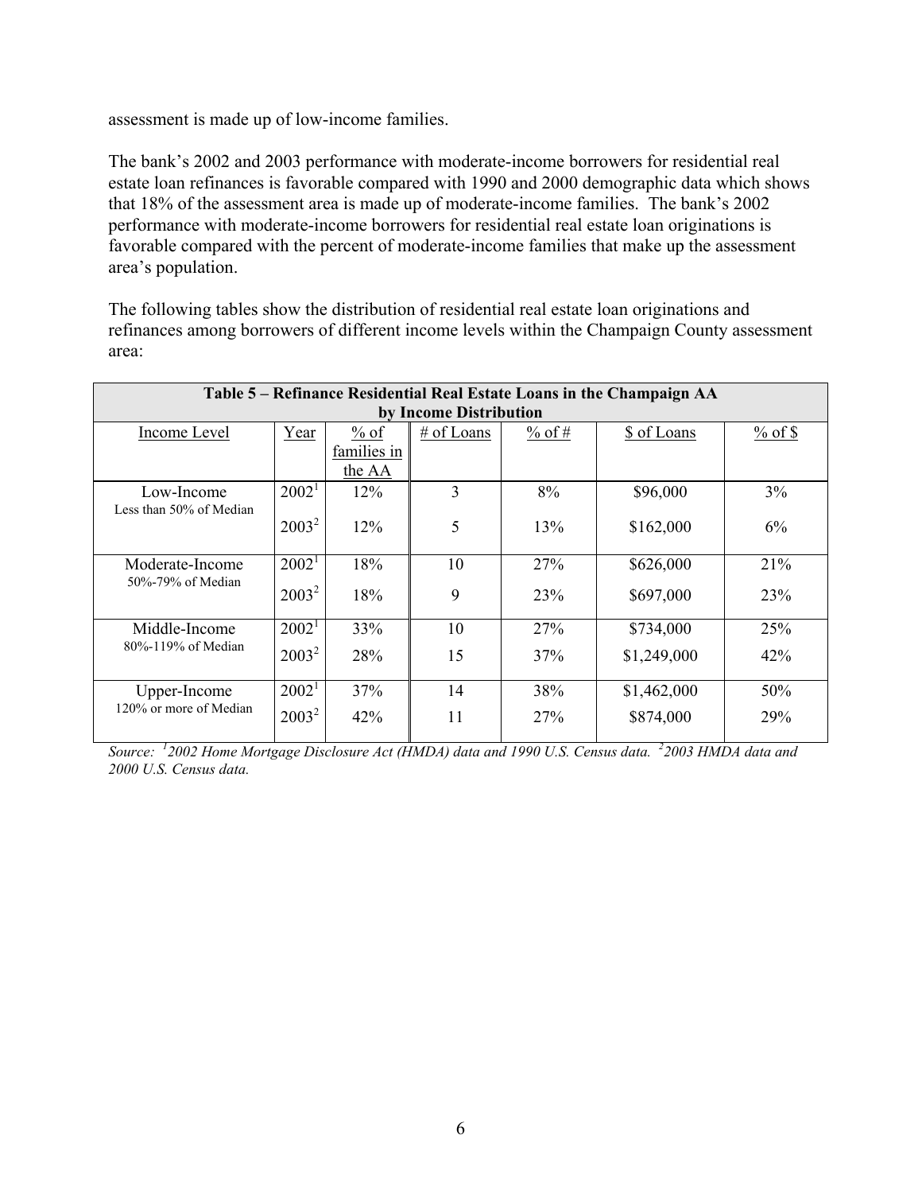assessment is made up of low-income families.

The bank's 2002 and 2003 performance with moderate-income borrowers for residential real estate loan refinances is favorable compared with 1990 and 2000 demographic data which shows that 18% of the assessment area is made up of moderate-income families. The bank's 2002 performance with moderate-income borrowers for residential real estate loan originations is favorable compared with the percent of moderate-income families that make up the assessment area's population.

The following tables show the distribution of residential real estate loan originations and refinances among borrowers of different income levels within the Champaign County assessment area:

| Table 5 – Refinance Residential Real Estate Loans in the Champaign AA by Income Distribution | | | | | | |
|---|---|---|---|---|---|---|
| Income Level | Year | % of families in the AA | # of Loans | % of # | $ of Loans | % of $ |
| Low-Income<br>Less than 50% of Median | 2002[1] | 12% | 3 | 8% | $96,000 | 3% |
| | 2003[2] | 12% | 5 | 13% | $162,000 | 6% |
| Moderate-Income<br>50%-79% of Median | 2002[1] | 18% | 10 | 27% | $626,000 | 21% |
| | 2003[2] | 18% | 9 | 23% | $697,000 | 23% |
| Middle-Income<br>80%-119% of Median | 2002[1] | 33% | 10 | 27% | $734,000 | 25% |
| | 2003[2] | 28% | 15 | 37% | $1,249,000 | 42% |
| Upper-Income<br>120% or more of Median | 2002[1] | 37% | 14 | 38% | $1,462,000 | 50% |
| | 2003[2] | 42% | 11 | 27% | $874,000 | 29% |

*Source: [1]2002 Home Mortgage Disclosure Act (HMDA) data and 1990 U.S. Census data. [2]2003 HMDA data and 2000 U.S. Census data.*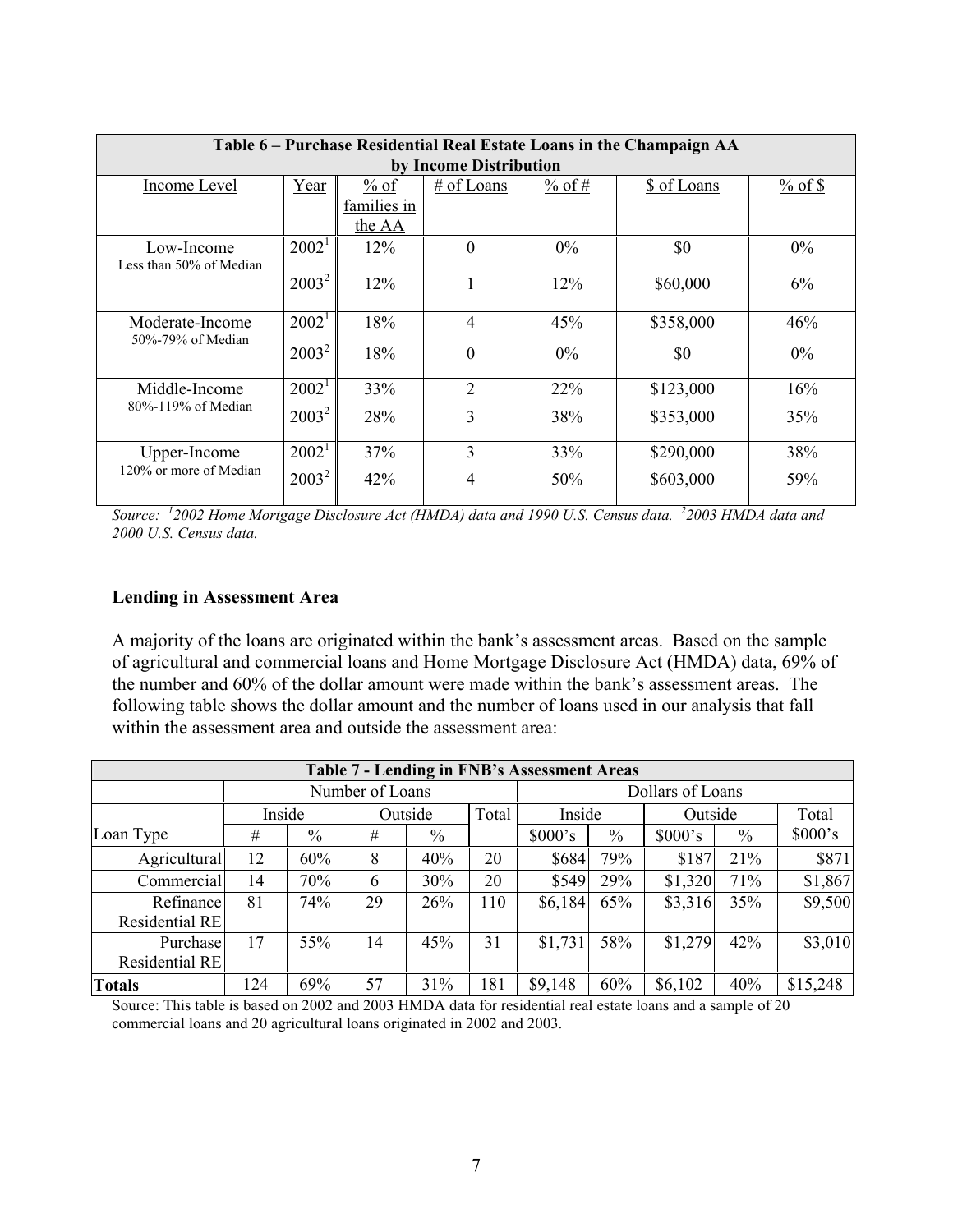| Table 6 – Purchase Residential Real Estate Loans in the Champaign AA by Income Distribution | | | | | | |
|---|---|---|---|---|---|---|
| Income Level | Year | % of families in the AA | # of Loans | % of # | $ of Loans | % of $ |
| Low-Income<br>Less than 50% of Median | 2002[1] | 12% | 0 | 0% | $0 | 0% |
| | 2003[2] | 12% | 1 | 12% | $60,000 | 6% |
| Moderate-Income<br>50%-79% of Median | 2002[1] | 18% | 4 | 45% | $358,000 | 46% |
| | 2003[2] | 18% | 0 | 0% | $0 | 0% |
| Middle-Income<br>80%-119% of Median | 2002[1] | 33% | 2 | 22% | $123,000 | 16% |
| | 2003[2] | 28% | 3 | 38% | $353,000 | 35% |
| Upper-Income<br>120% or more of Median | 2002[1] | 37% | 3 | 33% | $290,000 | 38% |
| | 2003[2] | 42% | 4 | 50% | $603,000 | 59% |

*Source: [1]2002 Home Mortgage Disclosure Act (HMDA) data and 1990 U.S. Census data. [2]2003 HMDA data and 2000 U.S. Census data.*

### Lending in Assessment Area

A majority of the loans are originated within the bank's assessment areas. Based on the sample of agricultural and commercial loans and Home Mortgage Disclosure Act (HMDA) data, 69% of the number and 60% of the dollar amount were made within the bank's assessment areas. The following table shows the dollar amount and the number of loans used in our analysis that fall within the assessment area and outside the assessment area:

| Table 7 - Lending in FNB's Assessment Areas | | | | | | | | | | |
|---|---|---|---|---|---|---|---|---|---|---|
| | Number of Loans | | | | | Dollars of Loans | | | | |
| | Inside | | Outside | | Total | Inside | | Outside | | Total |
| Loan Type | # | % | # | % | | $000's | % | $000's | % | $000's |
| Agricultural | 12 | 60% | 8 | 40% | 20 | $684 | 79% | $187 | 21% | $871 |
| Commercial | 14 | 70% | 6 | 30% | 20 | $549 | 29% | $1,320 | 71% | $1,867 |
| Refinance Residential RE | 81 | 74% | 29 | 26% | 110 | $6,184 | 65% | $3,316 | 35% | $9,500 |
| Purchase Residential RE | 17 | 55% | 14 | 45% | 31 | $1,731 | 58% | $1,279 | 42% | $3,010 |
| **Totals** | 124 | 69% | 57 | 31% | 181 | $9,148 | 60% | $6,102 | 40% | $15,248 |

Source: This table is based on 2002 and 2003 HMDA data for residential real estate loans and a sample of 20 commercial loans and 20 agricultural loans originated in 2002 and 2003.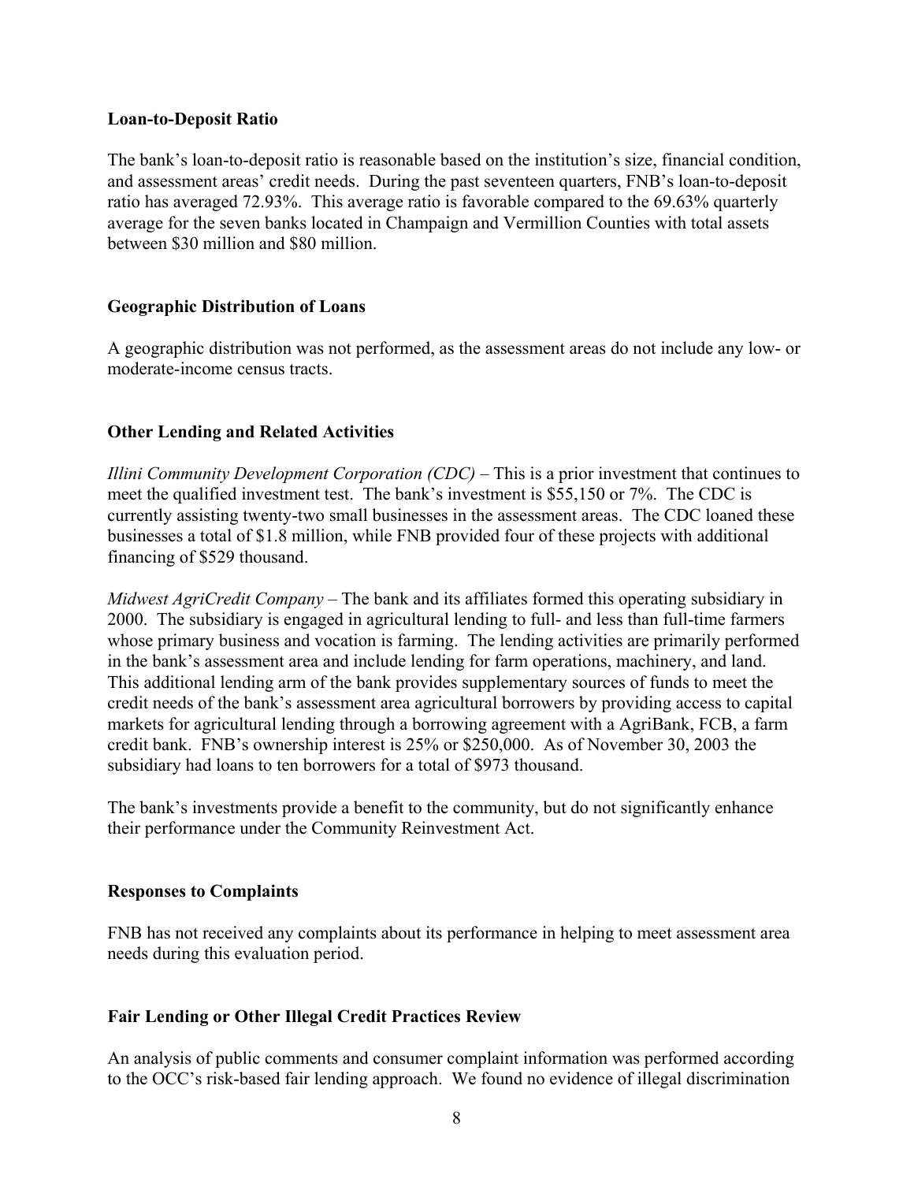**Loan-to-Deposit Ratio**

The bank's loan-to-deposit ratio is reasonable based on the institution's size, financial condition, and assessment areas' credit needs. During the past seventeen quarters, FNB's loan-to-deposit ratio has averaged 72.93%. This average ratio is favorable compared to the 69.63% quarterly average for the seven banks located in Champaign and Vermillion Counties with total assets between \$30 million and \$80 million.

**Geographic Distribution of Loans**

A geographic distribution was not performed, as the assessment areas do not include any low- or moderate-income census tracts.

**Other Lending and Related Activities**

*Illini Community Development Corporation (CDC)* – This is a prior investment that continues to meet the qualified investment test. The bank's investment is \$55,150 or 7%. The CDC is currently assisting twenty-two small businesses in the assessment areas. The CDC loaned these businesses a total of \$1.8 million, while FNB provided four of these projects with additional financing of \$529 thousand.

*Midwest AgriCredit Company* – The bank and its affiliates formed this operating subsidiary in 2000. The subsidiary is engaged in agricultural lending to full- and less than full-time farmers whose primary business and vocation is farming. The lending activities are primarily performed in the bank's assessment area and include lending for farm operations, machinery, and land. This additional lending arm of the bank provides supplementary sources of funds to meet the credit needs of the bank's assessment area agricultural borrowers by providing access to capital markets for agricultural lending through a borrowing agreement with a AgriBank, FCB, a farm credit bank. FNB's ownership interest is 25% or \$250,000. As of November 30, 2003 the subsidiary had loans to ten borrowers for a total of \$973 thousand.

The bank's investments provide a benefit to the community, but do not significantly enhance their performance under the Community Reinvestment Act.

**Responses to Complaints**

FNB has not received any complaints about its performance in helping to meet assessment area needs during this evaluation period.

**Fair Lending or Other Illegal Credit Practices Review**

An analysis of public comments and consumer complaint information was performed according to the OCC's risk-based fair lending approach. We found no evidence of illegal discrimination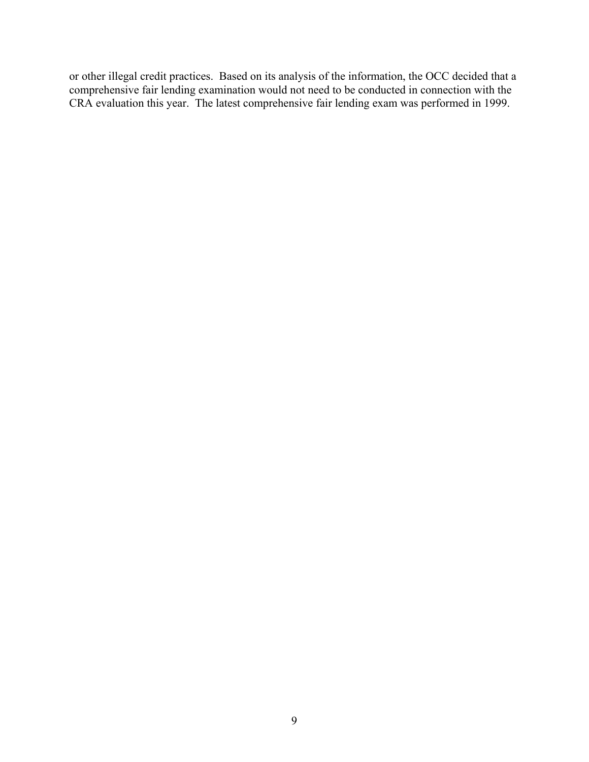or other illegal credit practices. Based on its analysis of the information, the OCC decided that a comprehensive fair lending examination would not need to be conducted in connection with the CRA evaluation this year. The latest comprehensive fair lending exam was performed in 1999.